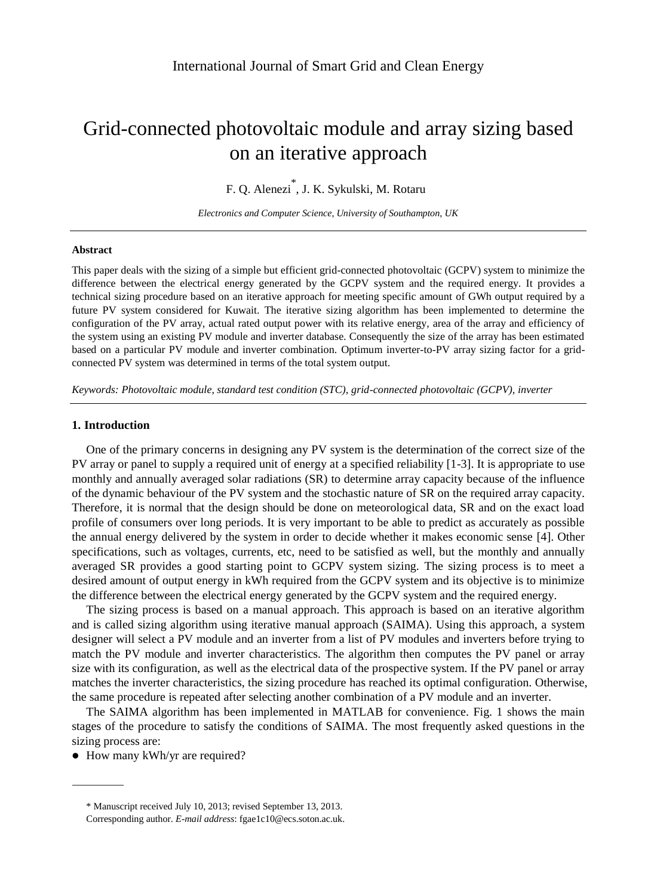# Grid-connected photovoltaic module and array sizing based on an iterative approach

F. Q. Alenezi [*], J. K. Sykulski, M. Rotaru

*Electronics and Computer Science, University of Southampton, UK*

---

### Abstract

This paper deals with the sizing of a simple but efficient grid-connected photovoltaic (GCPV) system to minimize the difference between the electrical energy generated by the GCPV system and the required energy. It provides a technical sizing procedure based on an iterative approach for meeting specific amount of GWh output required by a future PV system considered for Kuwait. The iterative sizing algorithm has been implemented to determine the configuration of the PV array, actual rated output power with its relative energy, area of the array and efficiency of the system using an existing PV module and inverter database. Consequently the size of the array has been estimated based on a particular PV module and inverter combination. Optimum inverter-to-PV array sizing factor for a grid-connected PV system was determined in terms of the total system output.

*Keywords: Photovoltaic module, standard test condition (STC), grid-connected photovoltaic (GCPV), inverter*

---

## 1. Introduction

One of the primary concerns in designing any PV system is the determination of the correct size of the PV array or panel to supply a required unit of energy at a specified reliability [1-3]. It is appropriate to use monthly and annually averaged solar radiations (SR) to determine array capacity because of the influence of the dynamic behaviour of the PV system and the stochastic nature of SR on the required array capacity. Therefore, it is normal that the design should be done on meteorological data, SR and on the exact load profile of consumers over long periods. It is very important to be able to predict as accurately as possible the annual energy delivered by the system in order to decide whether it makes economic sense [4]. Other specifications, such as voltages, currents, etc, need to be satisfied as well, but the monthly and annually averaged SR provides a good starting point to GCPV system sizing. The sizing process is to meet a desired amount of output energy in kWh required from the GCPV system and its objective is to minimize the difference between the electrical energy generated by the GCPV system and the required energy.

The sizing process is based on a manual approach. This approach is based on an iterative algorithm and is called sizing algorithm using iterative manual approach (SAIMA). Using this approach, a system designer will select a PV module and an inverter from a list of PV modules and inverters before trying to match the PV module and inverter characteristics. The algorithm then computes the PV panel or array size with its configuration, as well as the electrical data of the prospective system. If the PV panel or array matches the inverter characteristics, the sizing procedure has reached its optimal configuration. Otherwise, the same procedure is repeated after selecting another combination of a PV module and an inverter.

The SAIMA algorithm has been implemented in MATLAB for convenience. Fig. 1 shows the main stages of the procedure to satisfy the conditions of SAIMA. The most frequently asked questions in the sizing process are:

- How many kWh/yr are required?

---

\* Manuscript received July 10, 2013; revised September 13, 2013.

Corresponding author. *E-mail address*: fgae1c10@ecs.soton.ac.uk.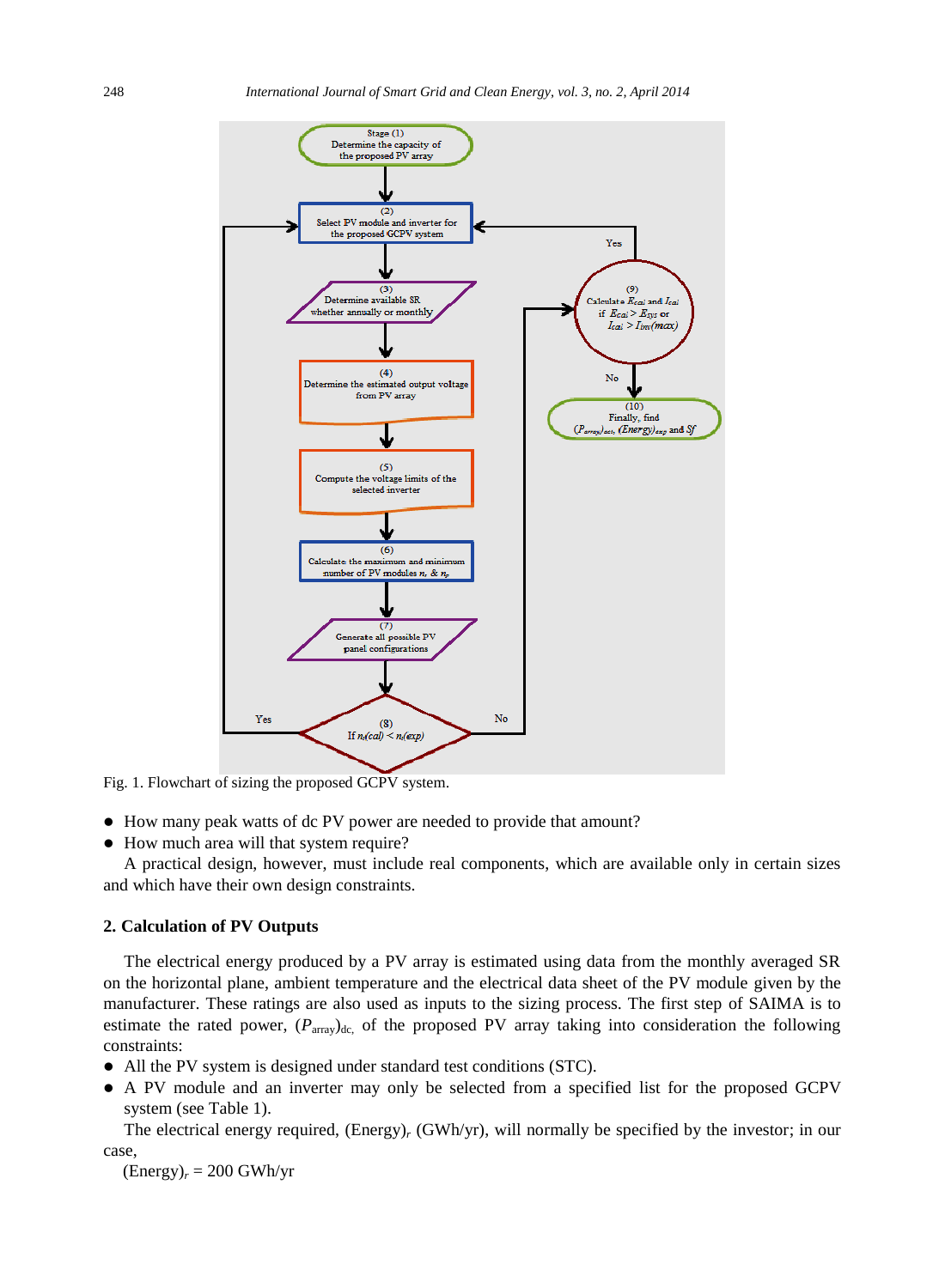Stage (1)
Determine the capacity of the proposed PV array

(2)
Select PV module and inverter for the proposed GCPV system

(3)
Determine available SR whether annually or monthly

(4)
Determine the estimated output voltage from PV array

(5)
Compute the voltage limits of the selected inverter

(6)
Calculate the maximum and minimum number of PV modules $n_s$ & $n_p$

(7)
Generate all possible PV panel configurations

(8)
If $n_s(cal) < n_s(exp)$

Yes

No

(9)
Calculate $E_{cal}$ and $I_{cal}$
if $E_{cal} > E_{sys}$ or
$I_{cal} > I_{Inv}(max)$

Yes

No

(10)
Finally, find
$(P_{array})_{act}$, $(Energy)_{exp}$ and $Sf$

Fig. 1. Flowchart of sizing the proposed GCPV system.

- How many peak watts of dc PV power are needed to provide that amount?
- How much area will that system require?

A practical design, however, must include real components, which are available only in certain sizes and which have their own design constraints.

### 2. Calculation of PV Outputs

The electrical energy produced by a PV array is estimated using data from the monthly averaged SR on the horizontal plane, ambient temperature and the electrical data sheet of the PV module given by the manufacturer. These ratings are also used as inputs to the sizing process. The first step of SAIMA is to estimate the rated power, $(P_{array})_{dc,}$ of the proposed PV array taking into consideration the following constraints:

- All the PV system is designed under standard test conditions (STC).
- A PV module and an inverter may only be selected from a specified list for the proposed GCPV system (see Table 1).

The electrical energy required, $(\text{Energy})_r$ (GWh/yr), will normally be specified by the investor; in our case,

$(\text{Energy})_r = 200$ GWh/yr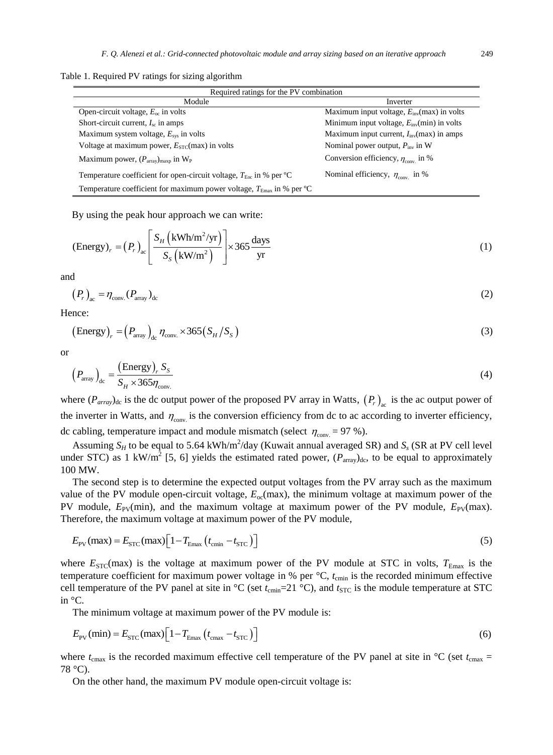Table 1. Required PV ratings for sizing algorithm

| Required ratings for the PV combination | |
|---|---|
| Module | Inverter |
| Open-circuit voltage, $E_{oc}$ in volts | Maximum input voltage, $E_{inv}$(max) in volts |
| Short-circuit current, $I_{sc}$ in amps | Minimum input voltage, $E_{inv}$(min) in volts |
| Maximum system voltage, $E_{sys}$ in volts | Maximum input current, $I_{inv}$(max) in amps |
| Voltage at maximum power, $E_{STC}$(max) in volts | Nominal power output, $P_{inv}$ in W |
| Maximum power, $(P_{array})_{maxp}$ in $W_P$ | Conversion efficiency, $\eta_{conv.}$ in % |
| Temperature coefficient for open-circuit voltage, $T_{Eoc}$ in % per ºC | Nominal efficiency, $\eta_{conv.}$ in % |
| Temperature coefficient for maximum power voltage, $T_{Emax}$ in % per ºC | |

By using the peak hour approach we can write:

$$(\text{Energy})_r = (P_r)_{\text{ac}} \left[ \frac{S_H \left(\text{kWh/m}^2\text{/yr}\right)}{S_S \left(\text{kW/m}^2\right)} \right] \times 365 \frac{\text{days}}{\text{yr}} \tag{1}$$

and

$$(P_r)_{\text{ac}} = \eta_{\text{conv.}} (P_{\text{array}})_{\text{dc}} \tag{2}$$

Hence:

$$(\text{Energy})_r = (P_{\text{array}})_{\text{dc}}\, \eta_{\text{conv.}} \times 365 (S_H / S_S) \tag{3}$$

or

$$(P_{\text{array}})_{\text{dc}} = \frac{(\text{Energy})_r\, S_S}{S_H \times 365 \eta_{\text{conv.}}} \tag{4}$$

where $(P_{array})_{dc}$ is the dc output power of the proposed PV array in Watts, $(P_r)_{ac}$ is the ac output power of the inverter in Watts, and $\eta_{conv.}$ is the conversion efficiency from dc to ac according to inverter efficiency, dc cabling, temperature impact and module mismatch (select $\eta_{conv.}$ = 97 %).

Assuming $S_H$ to be equal to 5.64 kWh/m$^2$/day (Kuwait annual averaged SR) and $S_s$ (SR at PV cell level under STC) as 1 kW/m$^2$ [5, 6] yields the estimated rated power, $(P_{array})_{dc}$, to be equal to approximately 100 MW.

The second step is to determine the expected output voltages from the PV array such as the maximum value of the PV module open-circuit voltage, $E_{oc}$(max), the minimum voltage at maximum power of the PV module, $E_{PV}$(min), and the maximum voltage at maximum power of the PV module, $E_{PV}$(max). Therefore, the maximum voltage at maximum power of the PV module,

$$E_{\text{PV}}(\text{max}) = E_{\text{STC}}(\text{max}) \left[ 1 - T_{\text{Emax}} \left( t_{\text{cmin}} - t_{\text{STC}} \right) \right] \tag{5}$$

where $E_{STC}$(max) is the voltage at maximum power of the PV module at STC in volts, $T_{Emax}$ is the temperature coefficient for maximum power voltage in % per °C, $t_{cmin}$ is the recorded minimum effective cell temperature of the PV panel at site in °C (set $t_{cmin}$=21 °C), and $t_{STC}$ is the module temperature at STC in °C.

The minimum voltage at maximum power of the PV module is:

$$E_{\text{PV}}(\text{min}) = E_{\text{STC}}(\text{max}) \left[ 1 - T_{\text{Emax}} \left( t_{\text{cmax}} - t_{\text{STC}} \right) \right] \tag{6}$$

where $t_{cmax}$ is the recorded maximum effective cell temperature of the PV panel at site in °C (set $t_{cmax}$ = 78 °C).

On the other hand, the maximum PV module open-circuit voltage is: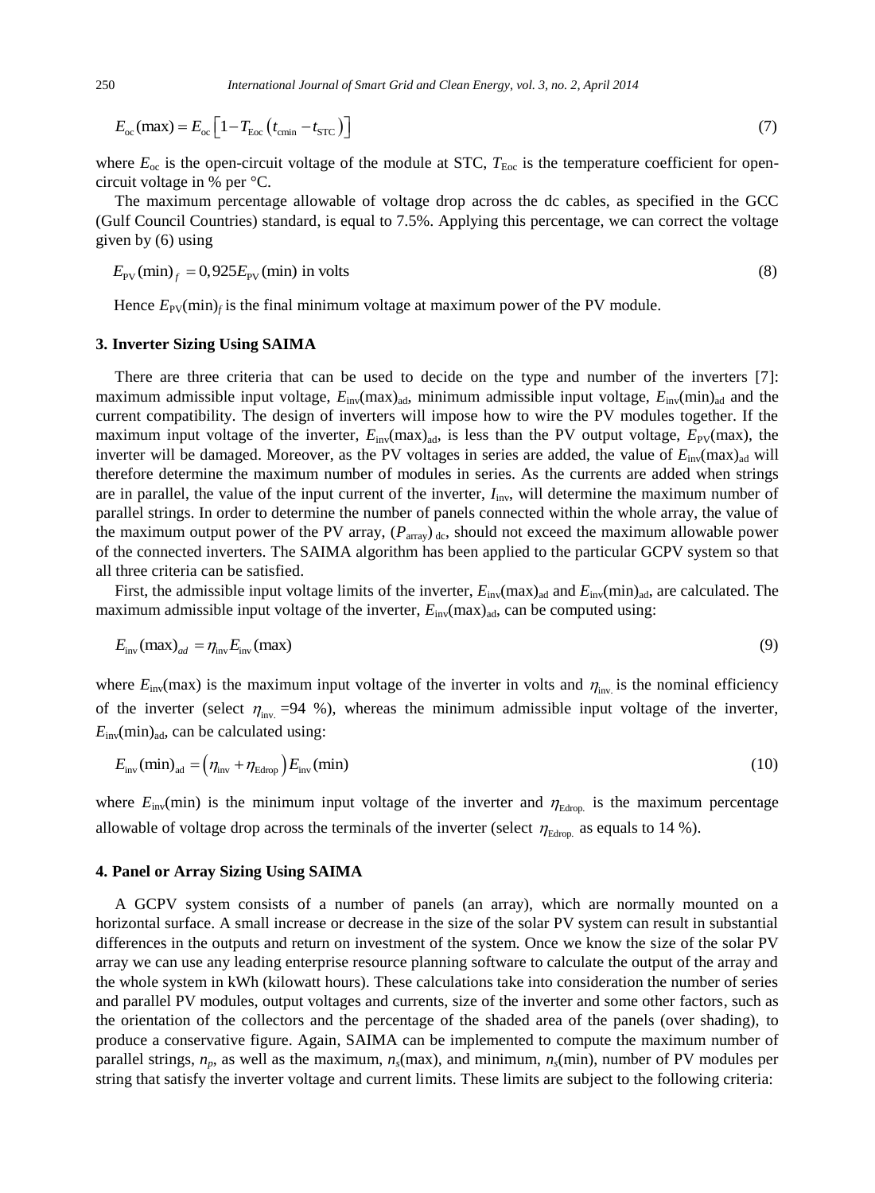$$E_{\text{oc}}(\max) = E_{\text{oc}}\left[1 - T_{\text{Eoc}}\left(t_{\text{cmin}} - t_{\text{STC}}\right)\right] \tag{7}$$

where $E_{oc}$ is the open-circuit voltage of the module at STC, $T_{Eoc}$ is the temperature coefficient for open-circuit voltage in % per °C.

The maximum percentage allowable of voltage drop across the dc cables, as specified in the GCC (Gulf Council Countries) standard, is equal to 7.5%. Applying this percentage, we can correct the voltage given by (6) using

$$E_{\text{PV}}(\min)_f = 0{,}925 E_{\text{PV}}(\min) \text{ in volts} \tag{8}$$

Hence $E_{PV}(\min)_f$ is the final minimum voltage at maximum power of the PV module.

### 3. Inverter Sizing Using SAIMA

There are three criteria that can be used to decide on the type and number of the inverters [7]: maximum admissible input voltage, $E_{inv}(\max)_{ad}$, minimum admissible input voltage, $E_{inv}(\min)_{ad}$ and the current compatibility. The design of inverters will impose how to wire the PV modules together. If the maximum input voltage of the inverter, $E_{inv}(\max)_{ad}$, is less than the PV output voltage, $E_{PV}(\max)$, the inverter will be damaged. Moreover, as the PV voltages in series are added, the value of $E_{inv}(\max)_{ad}$ will therefore determine the maximum number of modules in series. As the currents are added when strings are in parallel, the value of the input current of the inverter, $I_{inv}$, will determine the maximum number of parallel strings. In order to determine the number of panels connected within the whole array, the value of the maximum output power of the PV array, $(P_{array})_{dc}$, should not exceed the maximum allowable power of the connected inverters. The SAIMA algorithm has been applied to the particular GCPV system so that all three criteria can be satisfied.

First, the admissible input voltage limits of the inverter, $E_{inv}(\max)_{ad}$ and $E_{inv}(\min)_{ad}$, are calculated. The maximum admissible input voltage of the inverter, $E_{inv}(\max)_{ad}$, can be computed using:

$$E_{\text{inv}}(\max)_{ad} = \eta_{\text{inv}} E_{\text{inv}}(\max) \tag{9}$$

where $E_{inv}(\max)$ is the maximum input voltage of the inverter in volts and $\eta_{inv.}$ is the nominal efficiency of the inverter (select $\eta_{inv.}$ =94 %), whereas the minimum admissible input voltage of the inverter, $E_{inv}(\min)_{ad}$, can be calculated using:

$$E_{\text{inv}}(\min)_{\text{ad}} = \left(\eta_{\text{inv}} + \eta_{\text{Edrop}}\right) E_{\text{inv}}(\min) \tag{10}$$

where $E_{inv}(\min)$ is the minimum input voltage of the inverter and $\eta_{Edrop.}$ is the maximum percentage allowable of voltage drop across the terminals of the inverter (select $\eta_{Edrop.}$ as equals to 14 %).

### 4. Panel or Array Sizing Using SAIMA

A GCPV system consists of a number of panels (an array), which are normally mounted on a horizontal surface. A small increase or decrease in the size of the solar PV system can result in substantial differences in the outputs and return on investment of the system. Once we know the size of the solar PV array we can use any leading enterprise resource planning software to calculate the output of the array and the whole system in kWh (kilowatt hours). These calculations take into consideration the number of series and parallel PV modules, output voltages and currents, size of the inverter and some other factors, such as the orientation of the collectors and the percentage of the shaded area of the panels (over shading), to produce a conservative figure. Again, SAIMA can be implemented to compute the maximum number of parallel strings, $n_p$, as well as the maximum, $n_s(\max)$, and minimum, $n_s(\min)$, number of PV modules per string that satisfy the inverter voltage and current limits. These limits are subject to the following criteria: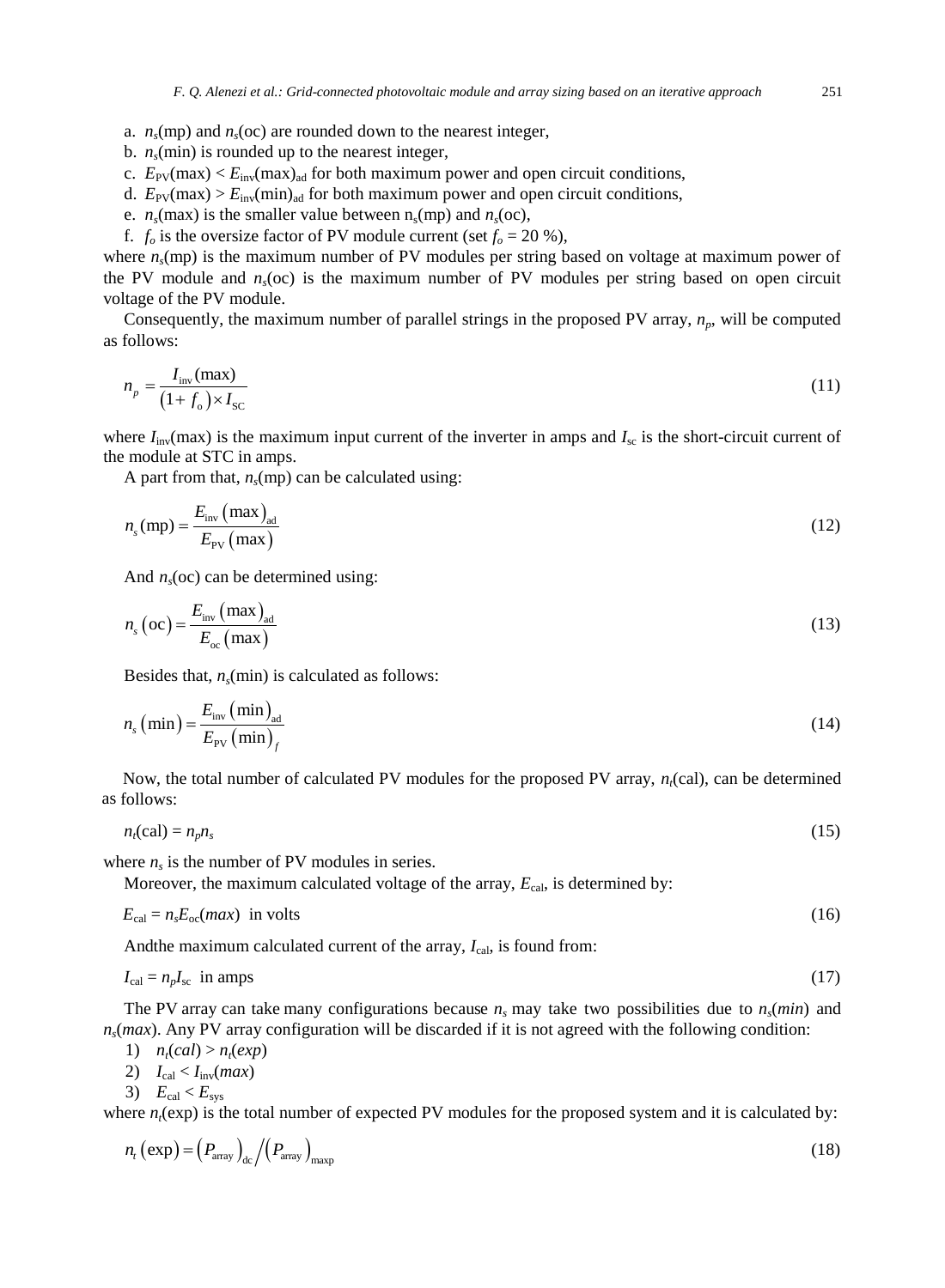a. $n_s$(mp) and $n_s$(oc) are rounded down to the nearest integer,

b. $n_s$(min) is rounded up to the nearest integer,

c. $E_{\mathrm{PV}}(\max) < E_{\mathrm{inv}}(\max)_{\mathrm{ad}}$ for both maximum power and open circuit conditions,

d. $E_{\mathrm{PV}}(\max) > E_{\mathrm{inv}}(\min)_{\mathrm{ad}}$ for both maximum power and open circuit conditions,

e. $n_s$(max) is the smaller value between $n_s$(mp) and $n_s$(oc),

f. $f_o$ is the oversize factor of PV module current (set $f_o$ = 20 %),

where $n_s$(mp) is the maximum number of PV modules per string based on voltage at maximum power of the PV module and $n_s$(oc) is the maximum number of PV modules per string based on open circuit voltage of the PV module.

Consequently, the maximum number of parallel strings in the proposed PV array, $n_p$, will be computed as follows:

$$n_p = \frac{I_{\mathrm{inv}}(\max)}{\left(1 + f_{\mathrm{o}}\right) \times I_{\mathrm{SC}}} \tag{11}$$

where $I_{\mathrm{inv}}$(max) is the maximum input current of the inverter in amps and $I_{\mathrm{sc}}$ is the short-circuit current of the module at STC in amps.

A part from that, $n_s$(mp) can be calculated using:

$$n_s(\mathrm{mp}) = \frac{E_{\mathrm{inv}}\left(\max\right)_{\mathrm{ad}}}{E_{\mathrm{PV}}\left(\max\right)} \tag{12}$$

And $n_s$(oc) can be determined using:

$$n_s\left(\mathrm{oc}\right) = \frac{E_{\mathrm{inv}}\left(\max\right)_{\mathrm{ad}}}{E_{\mathrm{oc}}\left(\max\right)} \tag{13}$$

Besides that, $n_s$(min) is calculated as follows:

$$n_s\left(\min\right) = \frac{E_{\mathrm{inv}}\left(\min\right)_{\mathrm{ad}}}{E_{\mathrm{PV}}\left(\min\right)_f} \tag{14}$$

Now, the total number of calculated PV modules for the proposed PV array, $n_t$(cal), can be determined as follows:

$$n_t(\mathrm{cal}) = n_p n_s \tag{15}$$

where $n_s$ is the number of PV modules in series.

Moreover, the maximum calculated voltage of the array, $E_{\mathrm{cal}}$, is determined by:

$$E_{\mathrm{cal}} = n_s E_{\mathrm{oc}}(max) \text{ in volts} \tag{16}$$

Andthe maximum calculated current of the array, $I_{\mathrm{cal}}$, is found from:

$$I_{\mathrm{cal}} = n_p I_{\mathrm{sc}} \text{ in amps} \tag{17}$$

The PV array can take many configurations because $n_s$ may take two possibilities due to $n_s(min)$ and $n_s(max)$. Any PV array configuration will be discarded if it is not agreed with the following condition:

1) $n_t(cal) > n_t(exp)$
2) $I_{\mathrm{cal}} < I_{\mathrm{inv}}(max)$
3) $E_{\mathrm{cal}} < E_{\mathrm{sys}}$

where $n_t$(exp) is the total number of expected PV modules for the proposed system and it is calculated by:

$$n_t\left(\exp\right) = \left(P_{\mathrm{array}}\right)_{\mathrm{dc}} \Big/ \left(P_{\mathrm{array}}\right)_{\mathrm{maxp}} \tag{18}$$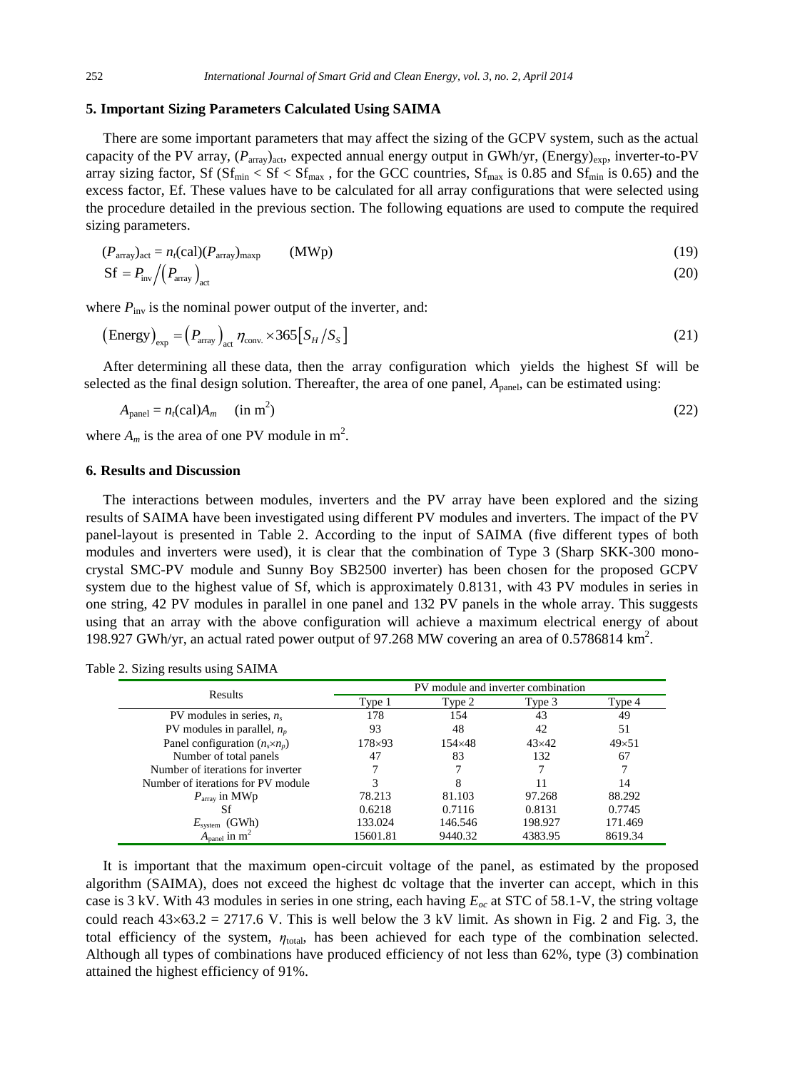## 5. Important Sizing Parameters Calculated Using SAIMA

There are some important parameters that may affect the sizing of the GCPV system, such as the actual capacity of the PV array, $(P_{\text{array}})_{\text{act}}$, expected annual energy output in GWh/yr, $(\text{Energy})_{\text{exp}}$, inverter-to-PV array sizing factor, Sf ($\text{Sf}_{\min} < \text{Sf} < \text{Sf}_{\max}$ , for the GCC countries, $\text{Sf}_{\max}$ is 0.85 and $\text{Sf}_{\min}$ is 0.65) and the excess factor, Ef. These values have to be calculated for all array configurations that were selected using the procedure detailed in the previous section. The following equations are used to compute the required sizing parameters.

$$(P_{\text{array}})_{\text{act}} = n_t(\text{cal})(P_{\text{array}})_{\text{maxp}} \qquad (\text{MWp}) \tag{19}$$

$$\text{Sf} = P_{\text{inv}} \big/ \left(P_{\text{array}}\right)_{\text{act}} \tag{20}$$

where $P_{\text{inv}}$ is the nominal power output of the inverter, and:

$$\left(\text{Energy}\right)_{\text{exp}} = \left(P_{\text{array}}\right)_{\text{act}} \eta_{\text{conv.}} \times 365\left[S_H / S_S\right] \tag{21}$$

After determining all these data, then the array configuration which yields the highest Sf will be selected as the final design solution. Thereafter, the area of one panel, $A_{\text{panel}}$, can be estimated using:

$$A_{\text{panel}} = n_t(\text{cal}) A_m \quad (\text{in m}^2) \tag{22}$$

where $A_m$ is the area of one PV module in $\text{m}^2$.

## 6. Results and Discussion

The interactions between modules, inverters and the PV array have been explored and the sizing results of SAIMA have been investigated using different PV modules and inverters. The impact of the PV panel-layout is presented in Table 2. According to the input of SAIMA (five different types of both modules and inverters were used), it is clear that the combination of Type 3 (Sharp SKK-300 mono-crystal SMC-PV module and Sunny Boy SB2500 inverter) has been chosen for the proposed GCPV system due to the highest value of Sf, which is approximately 0.8131, with 43 PV modules in series in one string, 42 PV modules in parallel in one panel and 132 PV panels in the whole array. This suggests using that an array with the above configuration will achieve a maximum electrical energy of about 198.927 GWh/yr, an actual rated power output of 97.268 MW covering an area of 0.5786814 $\text{km}^2$.

Table 2. Sizing results using SAIMA

| Results | PV module and inverter combination | | | |
|---|---|---|---|---|
| | Type 1 | Type 2 | Type 3 | Type 4 |
| PV modules in series, $n_s$ | 178 | 154 | 43 | 49 |
| PV modules in parallel, $n_p$ | 93 | 48 | 42 | 51 |
| Panel configuration ($n_s \times n_p$) | 178×93 | 154×48 | 43×42 | 49×51 |
| Number of total panels | 47 | 83 | 132 | 67 |
| Number of iterations for inverter | 7 | 7 | 7 | 7 |
| Number of iterations for PV module | 3 | 8 | 11 | 14 |
| $P_{\text{array}}$ in MWp | 78.213 | 81.103 | 97.268 | 88.292 |
| Sf | 0.6218 | 0.7116 | 0.8131 | 0.7745 |
| $E_{\text{system}}$ (GWh) | 133.024 | 146.546 | 198.927 | 171.469 |
| $A_{\text{panel}}$ in $\text{m}^2$ | 15601.81 | 9440.32 | 4383.95 | 8619.34 |

It is important that the maximum open-circuit voltage of the panel, as estimated by the proposed algorithm (SAIMA), does not exceed the highest dc voltage that the inverter can accept, which in this case is 3 kV. With 43 modules in series in one string, each having $E_{oc}$ at STC of 58.1-V, the string voltage could reach $43 \times 63.2 = 2717.6$ V. This is well below the 3 kV limit. As shown in Fig. 2 and Fig. 3, the total efficiency of the system, $\eta_{\text{total}}$, has been achieved for each type of the combination selected. Although all types of combinations have produced efficiency of not less than 62%, type (3) combination attained the highest efficiency of 91%.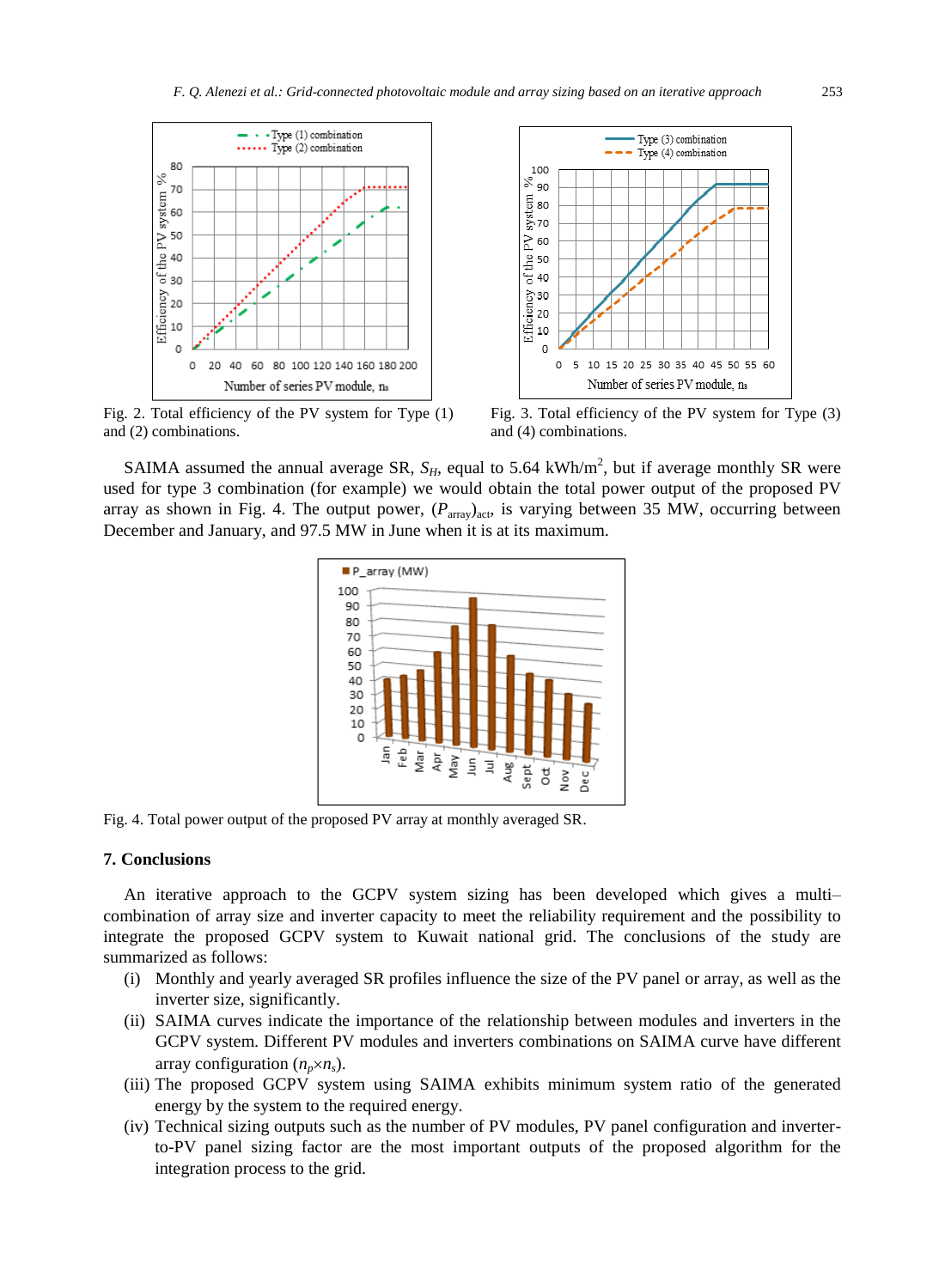Fig. 2. Total efficiency of the PV system for Type (1) and (2) combinations.

Fig. 3. Total efficiency of the PV system for Type (3) and (4) combinations.

SAIMA assumed the annual average SR, $S_H$, equal to 5.64 kWh/m$^2$, but if average monthly SR were used for type 3 combination (for example) we would obtain the total power output of the proposed PV array as shown in Fig. 4. The output power, $(P_{array})_{act}$, is varying between 35 MW, occurring between December and January, and 97.5 MW in June when it is at its maximum.

Fig. 4. Total power output of the proposed PV array at monthly averaged SR.

## 7. Conclusions

An iterative approach to the GCPV system sizing has been developed which gives a multi–combination of array size and inverter capacity to meet the reliability requirement and the possibility to integrate the proposed GCPV system to Kuwait national grid. The conclusions of the study are summarized as follows:

- (i) Monthly and yearly averaged SR profiles influence the size of the PV panel or array, as well as the inverter size, significantly.
- (ii) SAIMA curves indicate the importance of the relationship between modules and inverters in the GCPV system. Different PV modules and inverters combinations on SAIMA curve have different array configuration ($n_p \times n_s$).
- (iii) The proposed GCPV system using SAIMA exhibits minimum system ratio of the generated energy by the system to the required energy.
- (iv) Technical sizing outputs such as the number of PV modules, PV panel configuration and inverter-to-PV panel sizing factor are the most important outputs of the proposed algorithm for the integration process to the grid.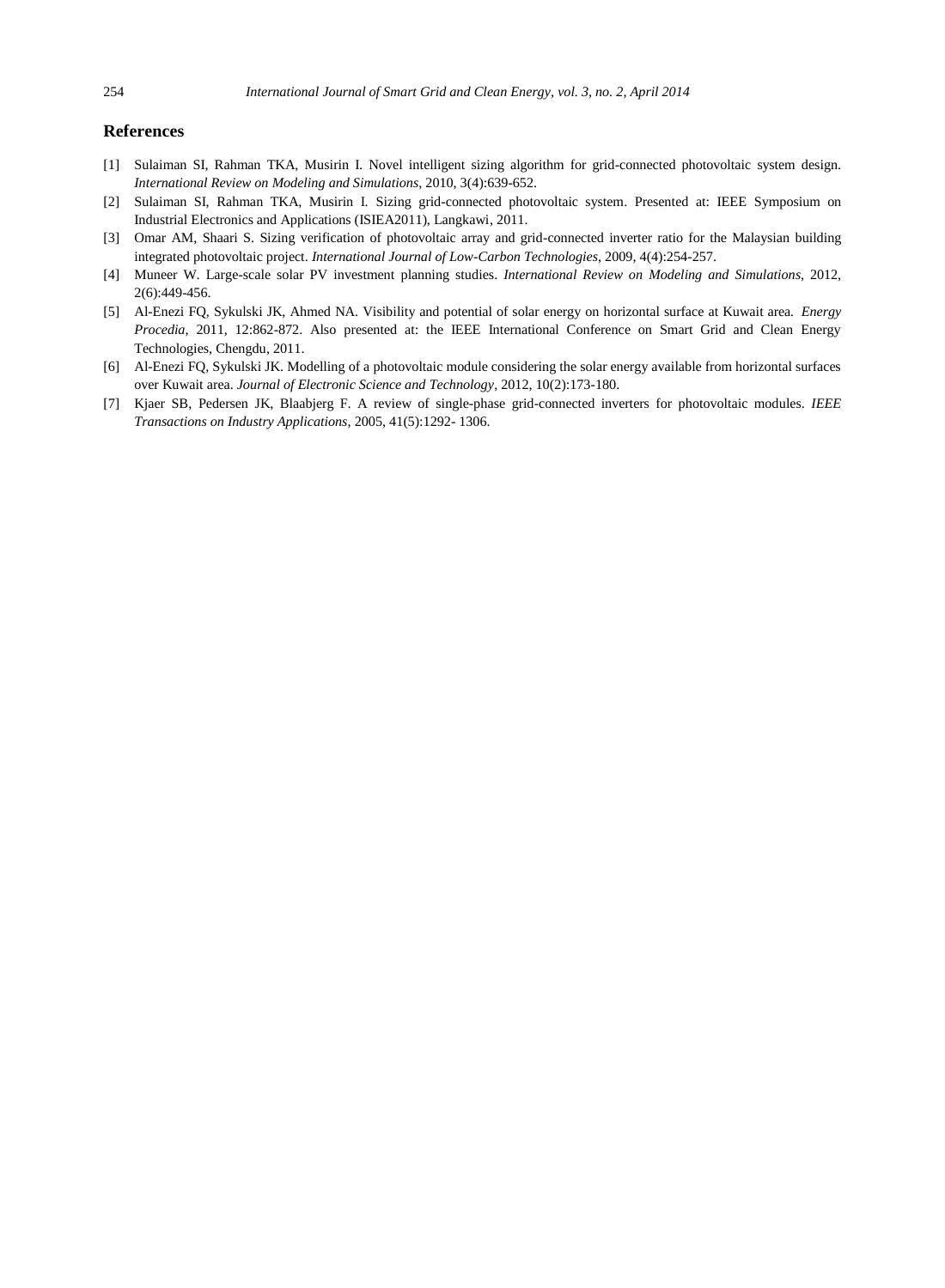## References

[1] Sulaiman SI, Rahman TKA, Musirin I. Novel intelligent sizing algorithm for grid-connected photovoltaic system design. *International Review on Modeling and Simulations*, 2010, 3(4):639-652.

[2] Sulaiman SI, Rahman TKA, Musirin I. Sizing grid-connected photovoltaic system. Presented at: IEEE Symposium on Industrial Electronics and Applications (ISIEA2011), Langkawi, 2011.

[3] Omar AM, Shaari S. Sizing verification of photovoltaic array and grid-connected inverter ratio for the Malaysian building integrated photovoltaic project. *International Journal of Low-Carbon Technologies*, 2009, 4(4):254-257.

[4] Muneer W. Large-scale solar PV investment planning studies. *International Review on Modeling and Simulations*, 2012, 2(6):449-456.

[5] Al-Enezi FQ, Sykulski JK, Ahmed NA. Visibility and potential of solar energy on horizontal surface at Kuwait area. *Energy Procedia*, 2011, 12:862-872. Also presented at: the IEEE International Conference on Smart Grid and Clean Energy Technologies, Chengdu, 2011.

[6] Al-Enezi FQ, Sykulski JK. Modelling of a photovoltaic module considering the solar energy available from horizontal surfaces over Kuwait area. *Journal of Electronic Science and Technology*, 2012, 10(2):173-180.

[7] Kjaer SB, Pedersen JK, Blaabjerg F. A review of single-phase grid-connected inverters for photovoltaic modules. *IEEE Transactions on Industry Applications*, 2005, 41(5):1292- 1306.